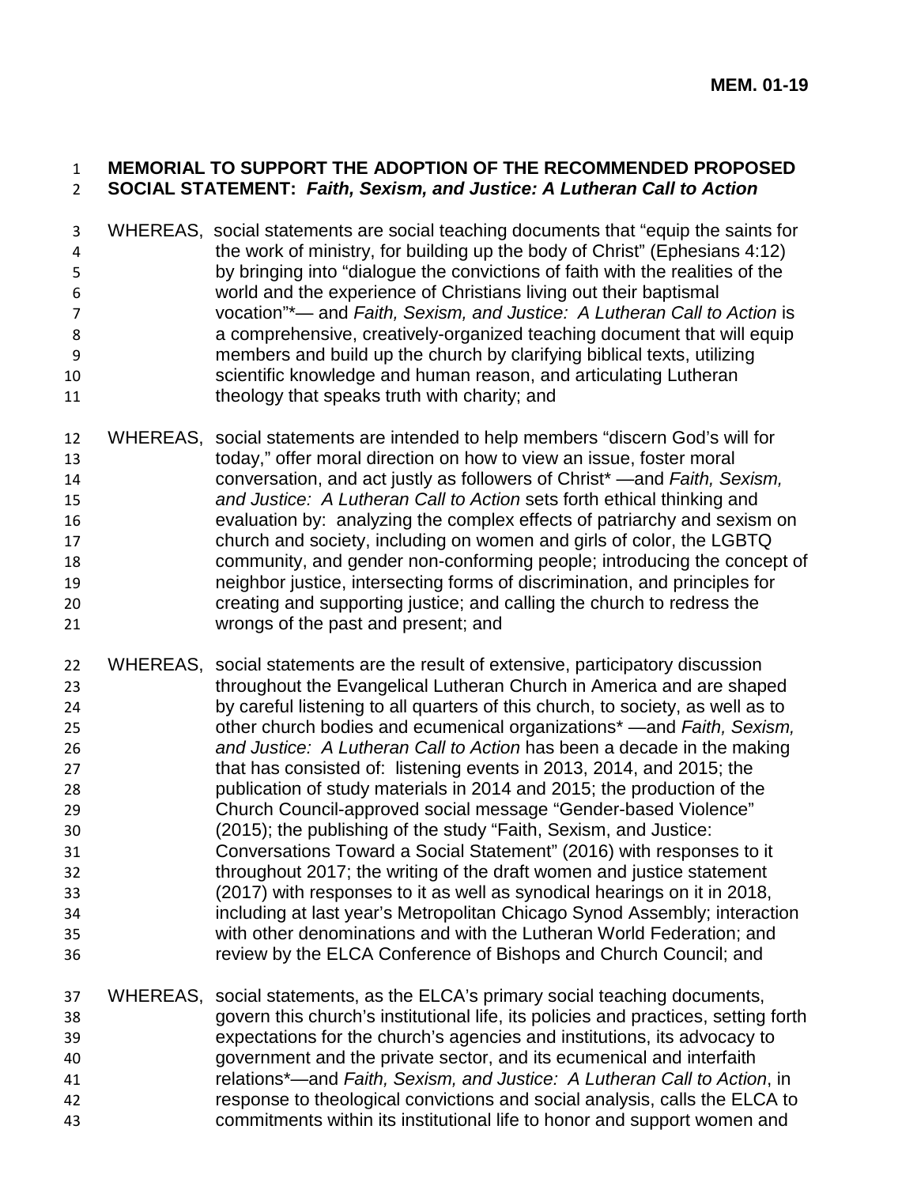**MEM. 01-19**

# MEMORIAL TO SUPPORT THE ADOPTION OF THE RECOMMENDED PROPOSED SOCIAL STATEMENT: *Faith, Sexism, and Justice: A Lutheran Call to Action*

WHEREAS, social statements are social teaching documents that "equip the saints for the work of ministry, for building up the body of Christ" (Ephesians 4:12) by bringing into "dialogue the convictions of faith with the realities of the world and the experience of Christians living out their baptismal vocation"*— and *Faith, Sexism, and Justice: A Lutheran Call to Action* is a comprehensive, creatively-organized teaching document that will equip members and build up the church by clarifying biblical texts, utilizing scientific knowledge and human reason, and articulating Lutheran theology that speaks truth with charity; and

WHEREAS, social statements are intended to help members "discern God's will for today," offer moral direction on how to view an issue, foster moral conversation, and act justly as followers of Christ* —and *Faith, Sexism, and Justice: A Lutheran Call to Action* sets forth ethical thinking and evaluation by: analyzing the complex effects of patriarchy and sexism on church and society, including on women and girls of color, the LGBTQ community, and gender non-conforming people; introducing the concept of neighbor justice, intersecting forms of discrimination, and principles for creating and supporting justice; and calling the church to redress the wrongs of the past and present; and

WHEREAS, social statements are the result of extensive, participatory discussion throughout the Evangelical Lutheran Church in America and are shaped by careful listening to all quarters of this church, to society, as well as to other church bodies and ecumenical organizations* —and *Faith, Sexism, and Justice: A Lutheran Call to Action* has been a decade in the making that has consisted of: listening events in 2013, 2014, and 2015; the publication of study materials in 2014 and 2015; the production of the Church Council-approved social message "Gender-based Violence" (2015); the publishing of the study "Faith, Sexism, and Justice: Conversations Toward a Social Statement" (2016) with responses to it throughout 2017; the writing of the draft women and justice statement (2017) with responses to it as well as synodical hearings on it in 2018, including at last year's Metropolitan Chicago Synod Assembly; interaction with other denominations and with the Lutheran World Federation; and review by the ELCA Conference of Bishops and Church Council; and

WHEREAS, social statements, as the ELCA's primary social teaching documents, govern this church's institutional life, its policies and practices, setting forth expectations for the church's agencies and institutions, its advocacy to government and the private sector, and its ecumenical and interfaith relations*—and *Faith, Sexism, and Justice: A Lutheran Call to Action*, in response to theological convictions and social analysis, calls the ELCA to commitments within its institutional life to honor and support women and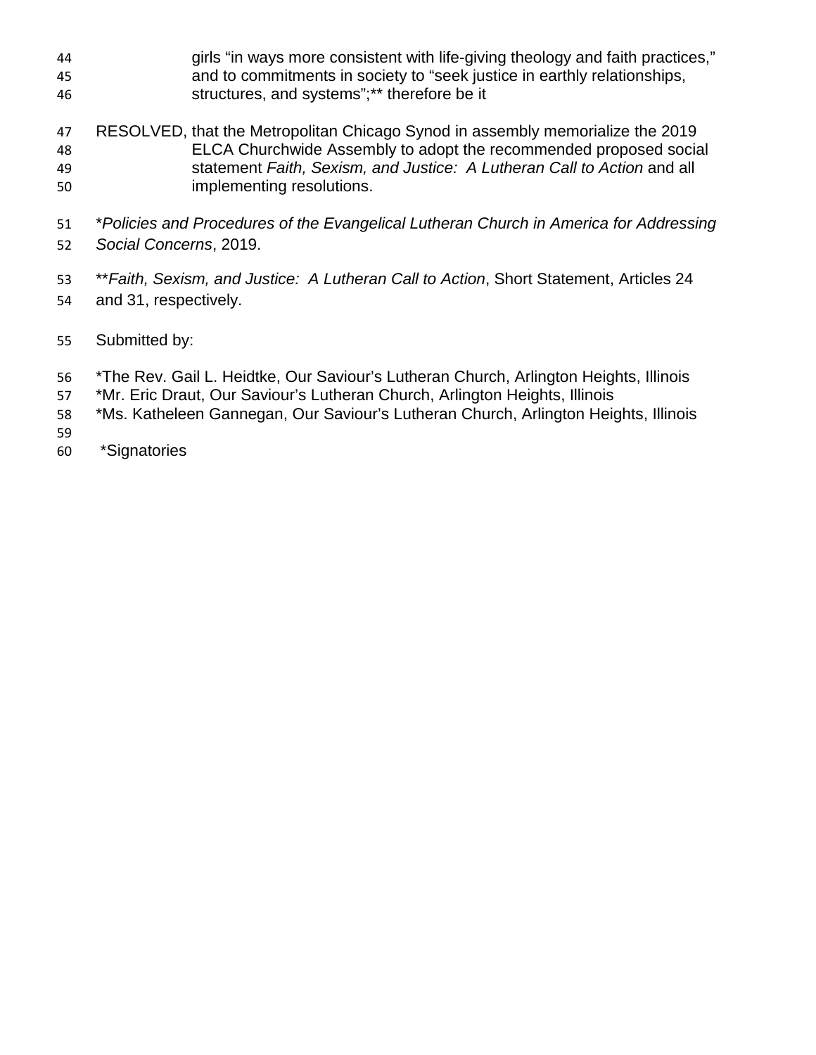girls "in ways more consistent with life-giving theology and faith practices," and to commitments in society to "seek justice in earthly relationships, structures, and systems";** therefore be it

RESOLVED, that the Metropolitan Chicago Synod in assembly memorialize the 2019 ELCA Churchwide Assembly to adopt the recommended proposed social statement *Faith, Sexism, and Justice: A Lutheran Call to Action* and all implementing resolutions.

**Policies and Procedures of the Evangelical Lutheran Church in America for Addressing Social Concerns*, 2019.

***Faith, Sexism, and Justice: A Lutheran Call to Action*, Short Statement, Articles 24 and 31, respectively.

Submitted by:

*The Rev. Gail L. Heidtke, Our Saviour's Lutheran Church, Arlington Heights, Illinois
*Mr. Eric Draut, Our Saviour's Lutheran Church, Arlington Heights, Illinois
*Ms. Katheleen Gannegan, Our Saviour's Lutheran Church, Arlington Heights, Illinois

*Signatories